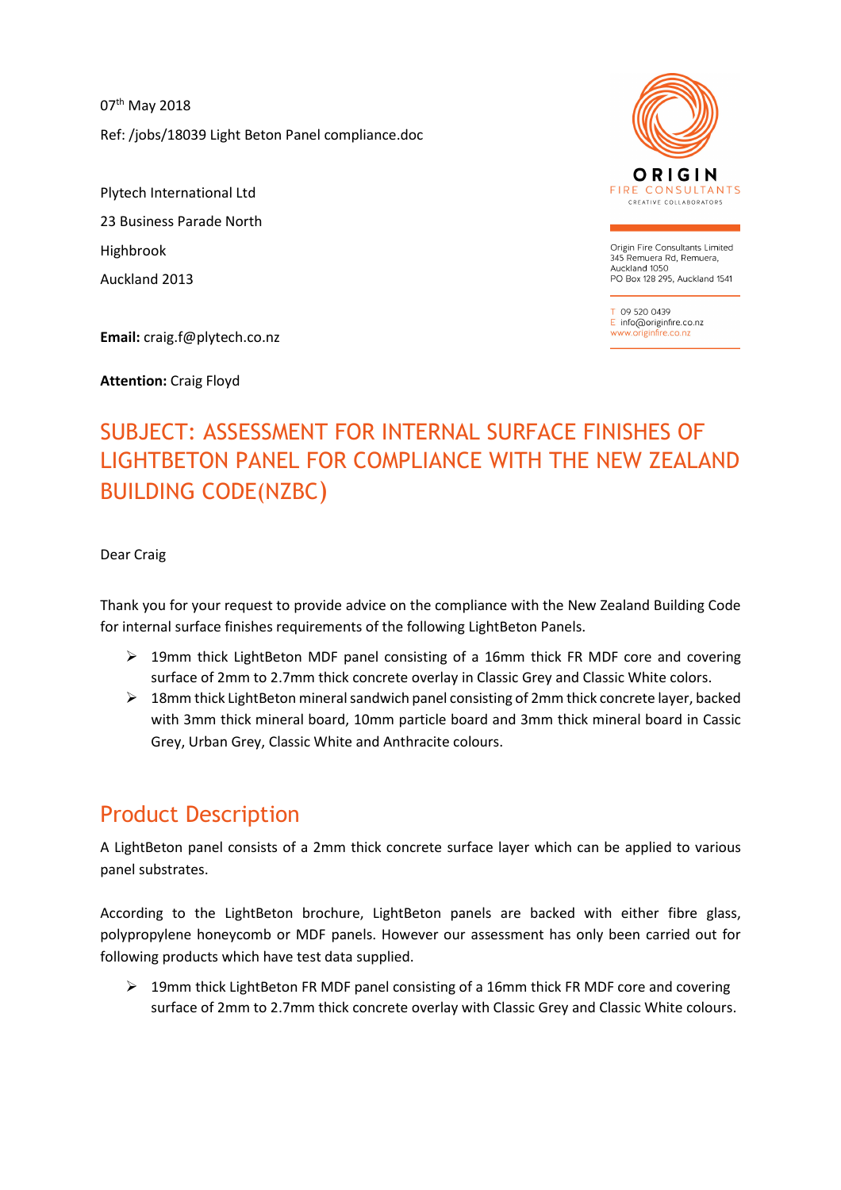07th May 2018

Ref: /jobs/18039 Light Beton Panel compliance.doc

Plytech International Ltd

23 Business Parade North

Highbrook

Auckland 2013

**Email:** craig.f@plytech.co.nz

**Attention:** Craig Floyd

ORIGIN
FIRE CONSULTANTS
CREATIVE COLLABORATORS

Origin Fire Consultants Limited
345 Remuera Rd, Remuera,
Auckland 1050
PO Box 128 295, Auckland 1541

T 09 520 0439
E info@originfire.co.nz
www.originfire.co.nz

# SUBJECT: ASSESSMENT FOR INTERNAL SURFACE FINISHES OF LIGHTBETON PANEL FOR COMPLIANCE WITH THE NEW ZEALAND BUILDING CODE(NZBC)

Dear Craig

Thank you for your request to provide advice on the compliance with the New Zealand Building Code for internal surface finishes requirements of the following LightBeton Panels.

- 19mm thick LightBeton MDF panel consisting of a 16mm thick FR MDF core and covering surface of 2mm to 2.7mm thick concrete overlay in Classic Grey and Classic White colors.
- 18mm thick LightBeton mineral sandwich panel consisting of 2mm thick concrete layer, backed with 3mm thick mineral board, 10mm particle board and 3mm thick mineral board in Cassic Grey, Urban Grey, Classic White and Anthracite colours.

## Product Description

A LightBeton panel consists of a 2mm thick concrete surface layer which can be applied to various panel substrates.

According to the LightBeton brochure, LightBeton panels are backed with either fibre glass, polypropylene honeycomb or MDF panels. However our assessment has only been carried out for following products which have test data supplied.

- 19mm thick LightBeton FR MDF panel consisting of a 16mm thick FR MDF core and covering surface of 2mm to 2.7mm thick concrete overlay with Classic Grey and Classic White colours.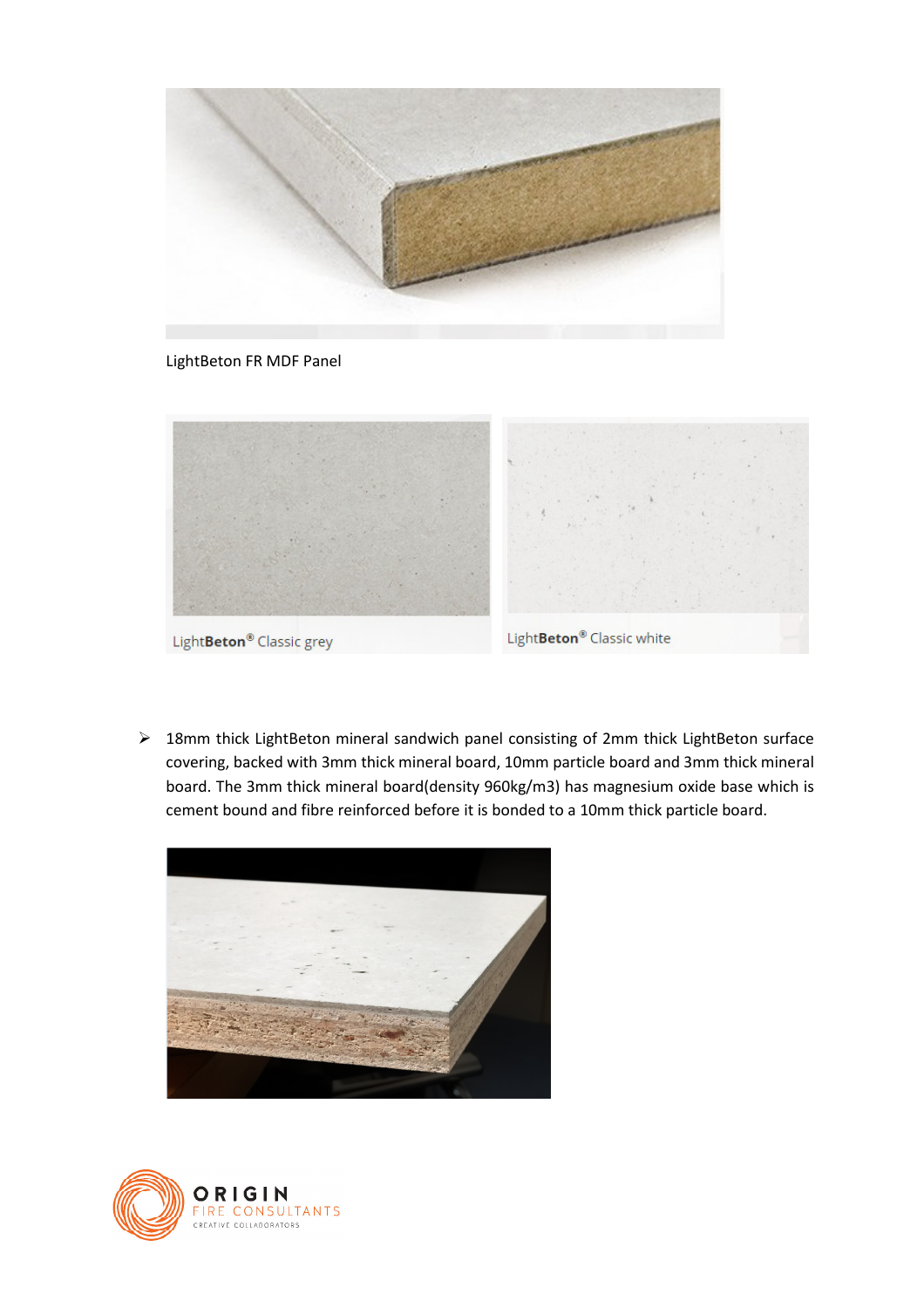LightBeton FR MDF Panel

LightBeton® Classic grey

LightBeton® Classic white

- 18mm thick LightBeton mineral sandwich panel consisting of 2mm thick LightBeton surface covering, backed with 3mm thick mineral board, 10mm particle board and 3mm thick mineral board. The 3mm thick mineral board(density 960kg/m3) has magnesium oxide base which is cement bound and fibre reinforced before it is bonded to a 10mm thick particle board.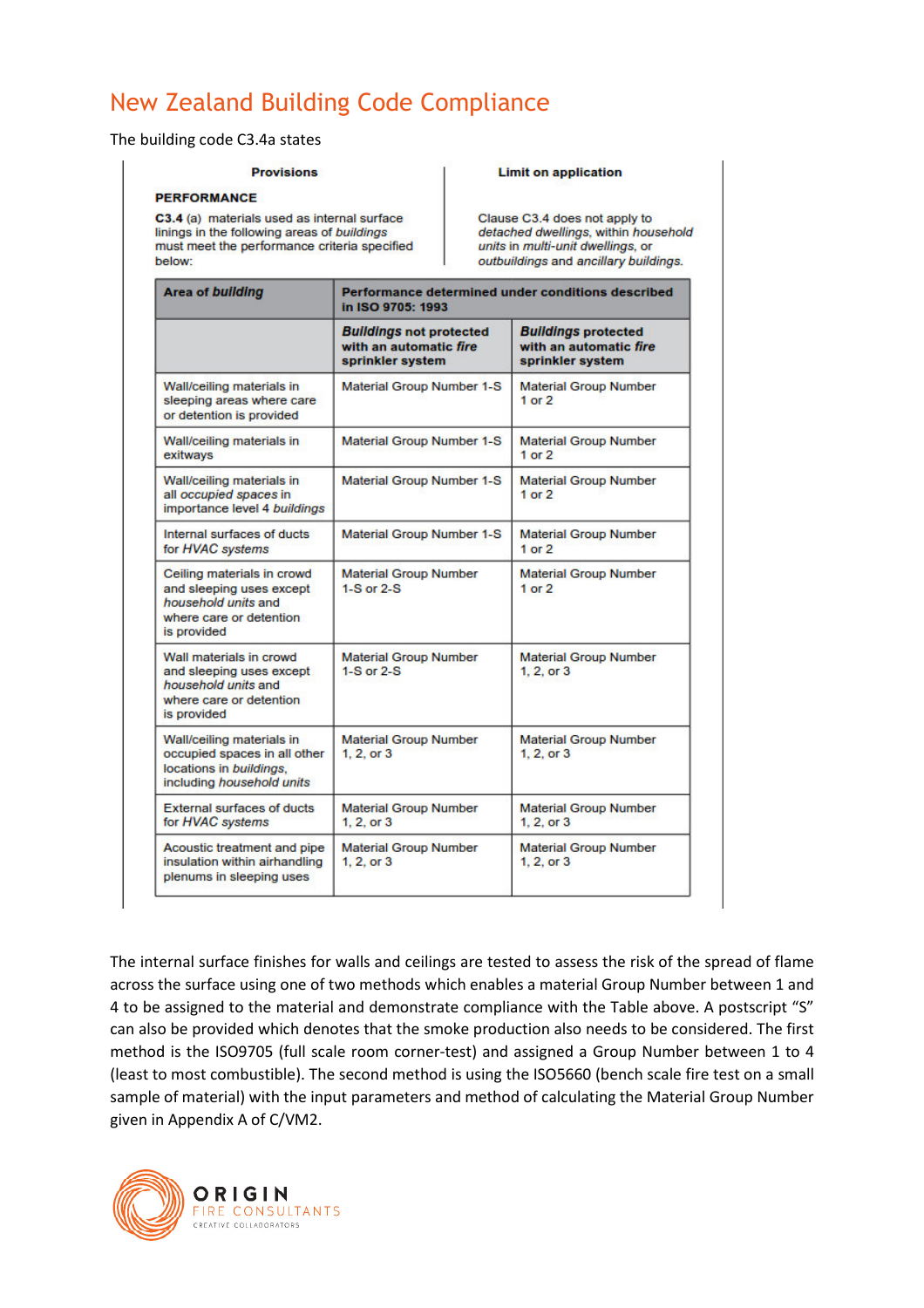# New Zealand Building Code Compliance

The building code C3.4a states

| Provisions | Limit on application |
|---|---|
| **PERFORMANCE**<br>**C3.4** (a) materials used as internal surface linings in the following areas of *buildings* must meet the performance criteria specified below: | Clause C3.4 does not apply to *detached dwellings*, within *household units* in *multi-unit dwellings*, or *outbuildings* and *ancillary buildings*. |

| Area of *building* | Performance determined under conditions described in ISO 9705: 1993 | |
|---|---|---|
| | ***Buildings*** **not protected with an automatic *fire* sprinkler system** | ***Buildings*** **protected with an automatic *fire* sprinkler system** |
| Wall/ceiling materials in sleeping areas where care or detention is provided | Material Group Number 1-S | Material Group Number 1 or 2 |
| Wall/ceiling materials in exitways | Material Group Number 1-S | Material Group Number 1 or 2 |
| Wall/ceiling materials in all *occupied spaces* in importance level 4 *buildings* | Material Group Number 1-S | Material Group Number 1 or 2 |
| Internal surfaces of ducts for *HVAC systems* | Material Group Number 1-S | Material Group Number 1 or 2 |
| Ceiling materials in crowd and sleeping uses except *household units* and where care or detention is provided | Material Group Number 1-S or 2-S | Material Group Number 1 or 2 |
| Wall materials in crowd and sleeping uses except *household units* and where care or detention is provided | Material Group Number 1-S or 2-S | Material Group Number 1, 2, or 3 |
| Wall/ceiling materials in occupied spaces in all other locations in *buildings*, including *household units* | Material Group Number 1, 2, or 3 | Material Group Number 1, 2, or 3 |
| External surfaces of ducts for *HVAC systems* | Material Group Number 1, 2, or 3 | Material Group Number 1, 2, or 3 |
| Acoustic treatment and pipe insulation within airhandling plenums in sleeping uses | Material Group Number 1, 2, or 3 | Material Group Number 1, 2, or 3 |

The internal surface finishes for walls and ceilings are tested to assess the risk of the spread of flame across the surface using one of two methods which enables a material Group Number between 1 and 4 to be assigned to the material and demonstrate compliance with the Table above. A postscript "S" can also be provided which denotes that the smoke production also needs to be considered. The first method is the ISO9705 (full scale room corner-test) and assigned a Group Number between 1 to 4 (least to most combustible). The second method is using the ISO5660 (bench scale fire test on a small sample of material) with the input parameters and method of calculating the Material Group Number given in Appendix A of C/VM2.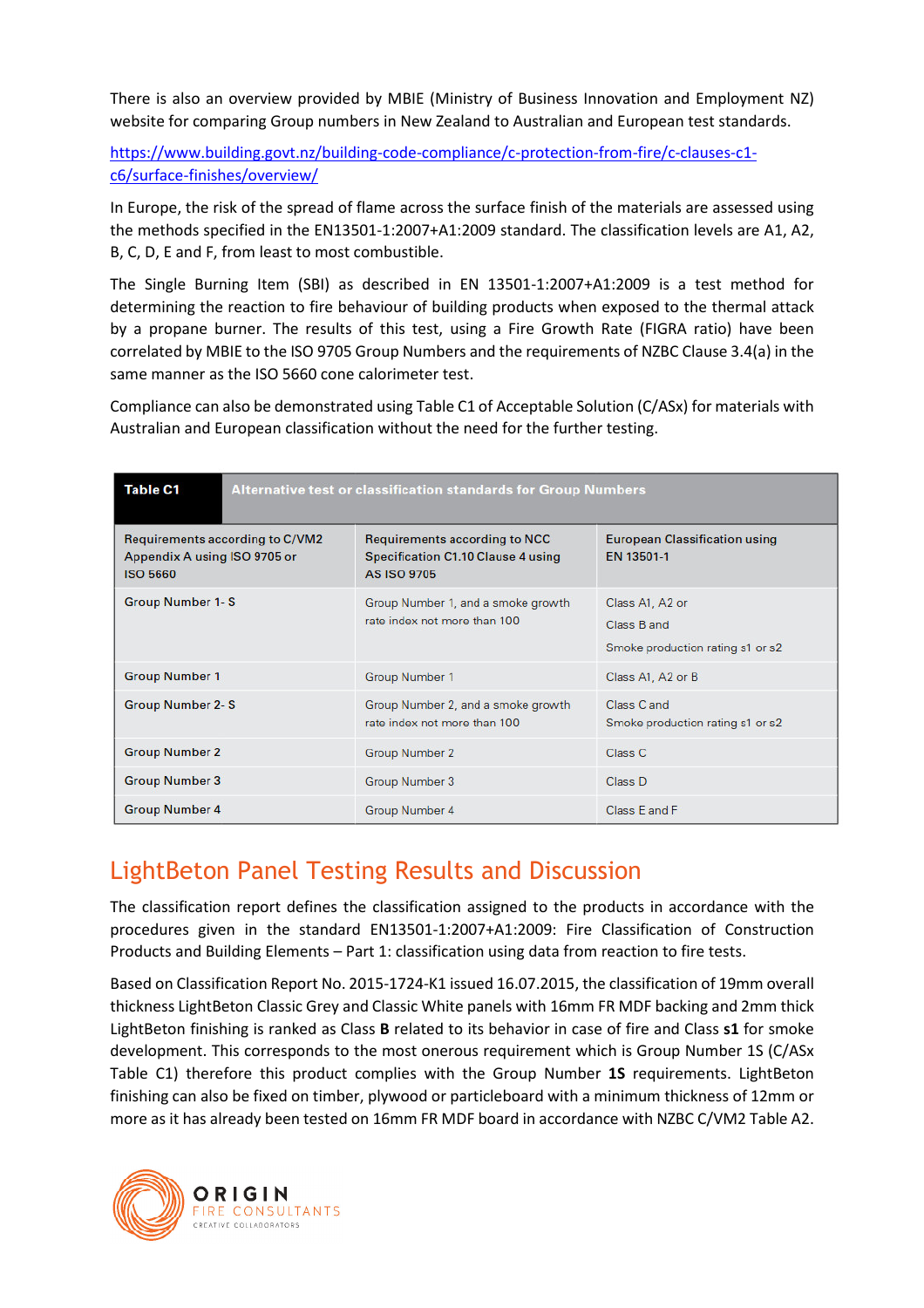There is also an overview provided by MBIE (Ministry of Business Innovation and Employment NZ) website for comparing Group numbers in New Zealand to Australian and European test standards.

https://www.building.govt.nz/building-code-compliance/c-protection-from-fire/c-clauses-c1-c6/surface-finishes/overview/

In Europe, the risk of the spread of flame across the surface finish of the materials are assessed using the methods specified in the EN13501-1:2007+A1:2009 standard. The classification levels are A1, A2, B, C, D, E and F, from least to most combustible.

The Single Burning Item (SBI) as described in EN 13501-1:2007+A1:2009 is a test method for determining the reaction to fire behaviour of building products when exposed to the thermal attack by a propane burner. The results of this test, using a Fire Growth Rate (FIGRA ratio) have been correlated by MBIE to the ISO 9705 Group Numbers and the requirements of NZBC Clause 3.4(a) in the same manner as the ISO 5660 cone calorimeter test.

Compliance can also be demonstrated using Table C1 of Acceptable Solution (C/ASx) for materials with Australian and European classification without the need for the further testing.

**Table C1** Alternative test or classification standards for Group Numbers

| Requirements according to C/VM2 Appendix A using ISO 9705 or ISO 5660 | Requirements according to NCC Specification C1.10 Clause 4 using AS ISO 9705 | European Classification using EN 13501-1 |
|---|---|---|
| Group Number 1- S | Group Number 1, and a smoke growth rate index not more than 100 | Class A1, A2 or Class B and Smoke production rating s1 or s2 |
| Group Number 1 | Group Number 1 | Class A1, A2 or B |
| Group Number 2- S | Group Number 2, and a smoke growth rate index not more than 100 | Class C and Smoke production rating s1 or s2 |
| Group Number 2 | Group Number 2 | Class C |
| Group Number 3 | Group Number 3 | Class D |
| Group Number 4 | Group Number 4 | Class E and F |

# LightBeton Panel Testing Results and Discussion

The classification report defines the classification assigned to the products in accordance with the procedures given in the standard EN13501-1:2007+A1:2009: Fire Classification of Construction Products and Building Elements – Part 1: classification using data from reaction to fire tests.

Based on Classification Report No. 2015-1724-K1 issued 16.07.2015, the classification of 19mm overall thickness LightBeton Classic Grey and Classic White panels with 16mm FR MDF backing and 2mm thick LightBeton finishing is ranked as Class **B** related to its behavior in case of fire and Class **s1** for smoke development. This corresponds to the most onerous requirement which is Group Number 1S (C/ASx Table C1) therefore this product complies with the Group Number **1S** requirements. LightBeton finishing can also be fixed on timber, plywood or particleboard with a minimum thickness of 12mm or more as it has already been tested on 16mm FR MDF board in accordance with NZBC C/VM2 Table A2.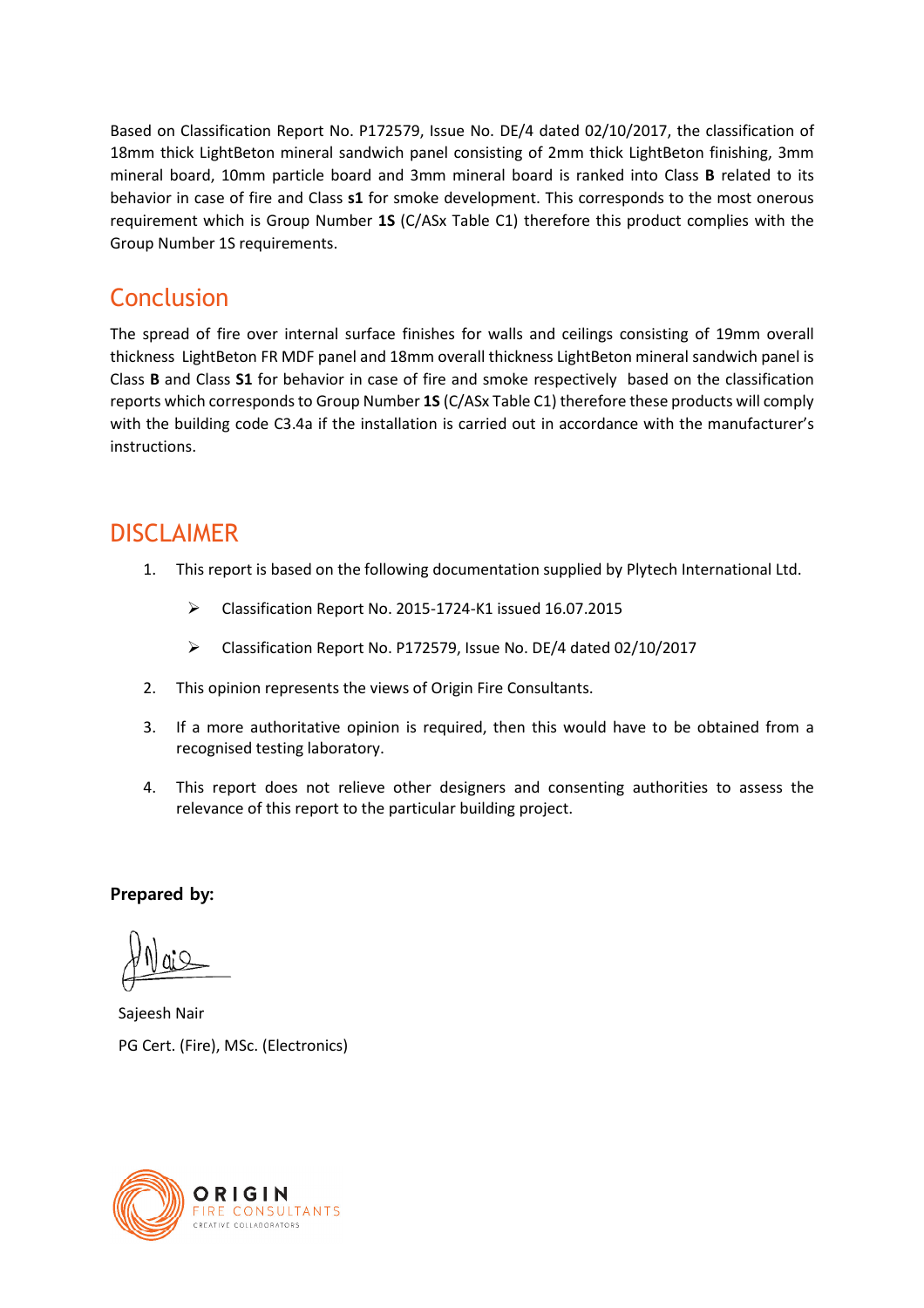Based on Classification Report No. P172579, Issue No. DE/4 dated 02/10/2017, the classification of 18mm thick LightBeton mineral sandwich panel consisting of 2mm thick LightBeton finishing, 3mm mineral board, 10mm particle board and 3mm mineral board is ranked into Class **B** related to its behavior in case of fire and Class **s1** for smoke development. This corresponds to the most onerous requirement which is Group Number **1S** (C/ASx Table C1) therefore this product complies with the Group Number 1S requirements.

## Conclusion

The spread of fire over internal surface finishes for walls and ceilings consisting of 19mm overall thickness LightBeton FR MDF panel and 18mm overall thickness LightBeton mineral sandwich panel is Class **B** and Class **S1** for behavior in case of fire and smoke respectively based on the classification reports which corresponds to Group Number **1S** (C/ASx Table C1) therefore these products will comply with the building code C3.4a if the installation is carried out in accordance with the manufacturer's instructions.

## DISCLAIMER

1. This report is based on the following documentation supplied by Plytech International Ltd.
   - Classification Report No. 2015-1724-K1 issued 16.07.2015
   - Classification Report No. P172579, Issue No. DE/4 dated 02/10/2017
2. This opinion represents the views of Origin Fire Consultants.
3. If a more authoritative opinion is required, then this would have to be obtained from a recognised testing laboratory.
4. This report does not relieve other designers and consenting authorities to assess the relevance of this report to the particular building project.

**Prepared by:**

Sajeesh Nair
PG Cert. (Fire), MSc. (Electronics)

ORIGIN FIRE CONSULTANTS
CREATIVE COLLABORATORS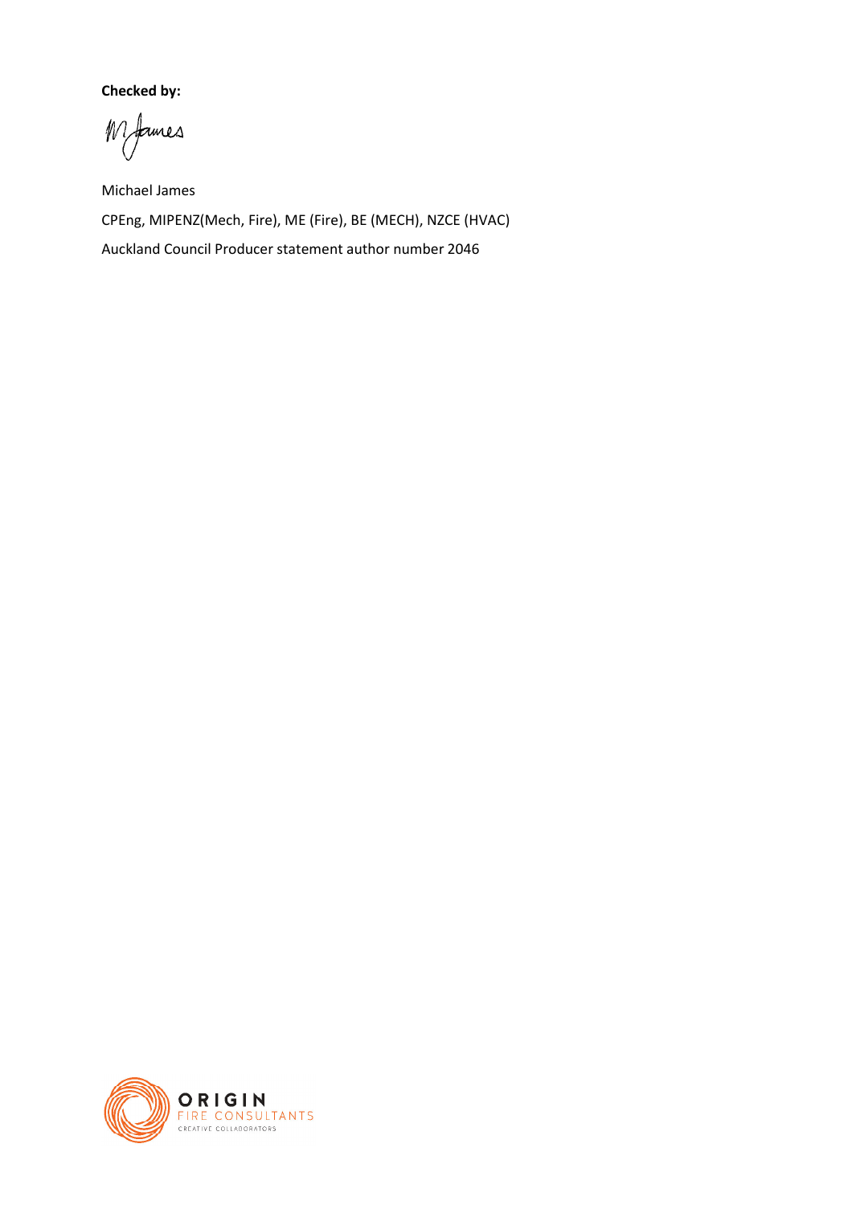**Checked by:**

Michael James

CPEng, MIPENZ(Mech, Fire), ME (Fire), BE (MECH), NZCE (HVAC)

Auckland Council Producer statement author number 2046